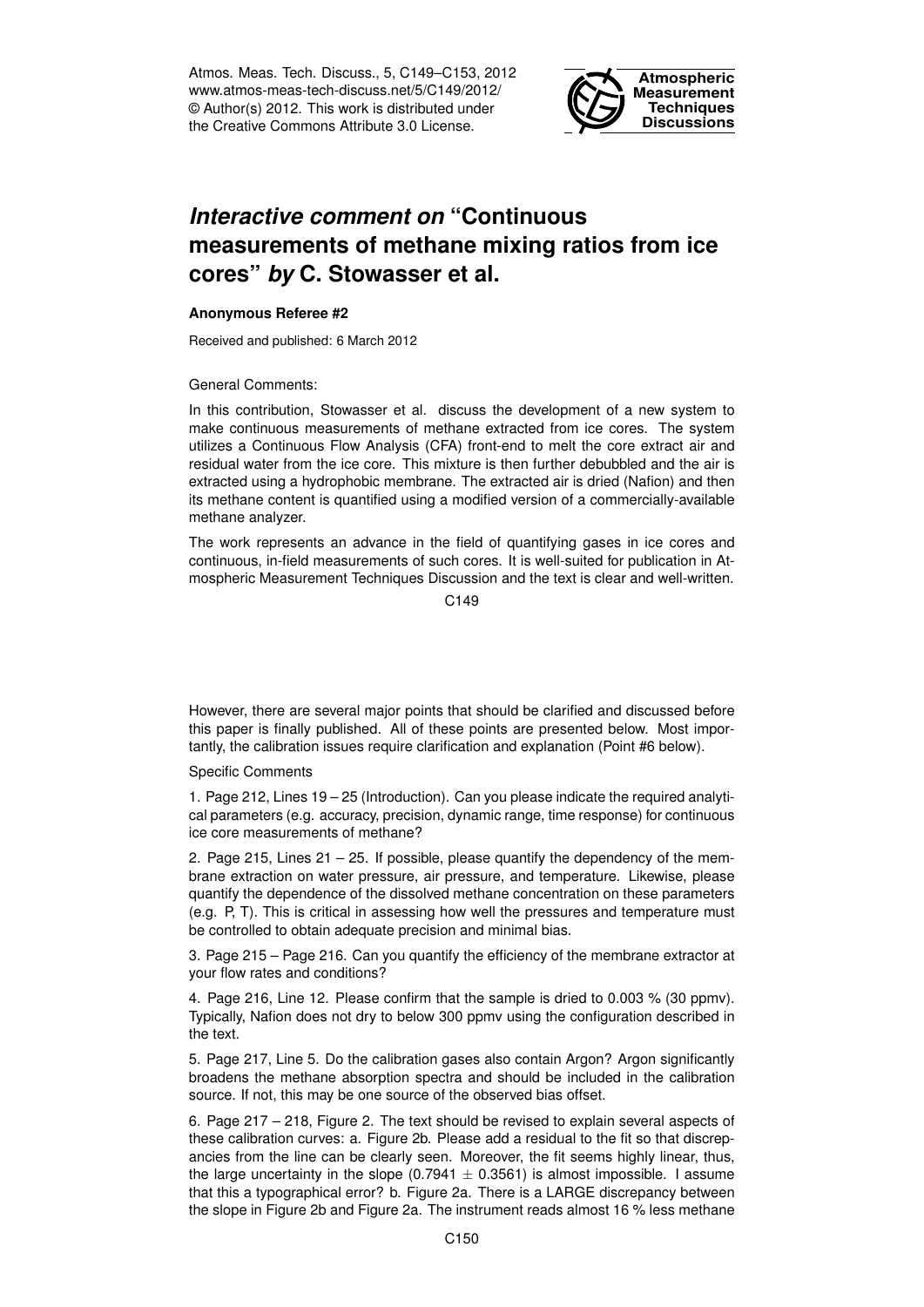Atmos. Meas. Tech. Discuss., 5, C149–C153, 2012
www.atmos-meas-tech-discuss.net/5/C149/2012/
© Author(s) 2012. This work is distributed under
the Creative Commons Attribute 3.0 License.

**Atmospheric Measurement Techniques Discussions**

# *Interactive comment on* "Continuous measurements of methane mixing ratios from ice cores" *by* C. Stowasser et al.

**Anonymous Referee #2**

Received and published: 6 March 2012

General Comments:

In this contribution, Stowasser et al. discuss the development of a new system to make continuous measurements of methane extracted from ice cores. The system utilizes a Continuous Flow Analysis (CFA) front-end to melt the core extract air and residual water from the ice core. This mixture is then further debubbled and the air is extracted using a hydrophobic membrane. The extracted air is dried (Nafion) and then its methane content is quantified using a modified version of a commercially-available methane analyzer.

The work represents an advance in the field of quantifying gases in ice cores and continuous, in-field measurements of such cores. It is well-suited for publication in Atmospheric Measurement Techniques Discussion and the text is clear and well-written.

However, there are several major points that should be clarified and discussed before this paper is finally published. All of these points are presented below. Most importantly, the calibration issues require clarification and explanation (Point #6 below).

Specific Comments

1. Page 212, Lines 19 – 25 (Introduction). Can you please indicate the required analytical parameters (e.g. accuracy, precision, dynamic range, time response) for continuous ice core measurements of methane?

2. Page 215, Lines 21 – 25. If possible, please quantify the dependency of the membrane extraction on water pressure, air pressure, and temperature. Likewise, please quantify the dependence of the dissolved methane concentration on these parameters (e.g. P, T). This is critical in assessing how well the pressures and temperature must be controlled to obtain adequate precision and minimal bias.

3. Page 215 – Page 216. Can you quantify the efficiency of the membrane extractor at your flow rates and conditions?

4. Page 216, Line 12. Please confirm that the sample is dried to 0.003 % (30 ppmv). Typically, Nafion does not dry to below 300 ppmv using the configuration described in the text.

5. Page 217, Line 5. Do the calibration gases also contain Argon? Argon significantly broadens the methane absorption spectra and should be included in the calibration source. If not, this may be one source of the observed bias offset.

6. Page 217 – 218, Figure 2. The text should be revised to explain several aspects of these calibration curves: a. Figure 2b. Please add a residual to the fit so that discrepancies from the line can be clearly seen. Moreover, the fit seems highly linear, thus, the large uncertainty in the slope ($0.7941 \pm 0.3561$) is almost impossible. I assume that this a typographical error? b. Figure 2a. There is a LARGE discrepancy between the slope in Figure 2b and Figure 2a. The instrument reads almost 16 % less methane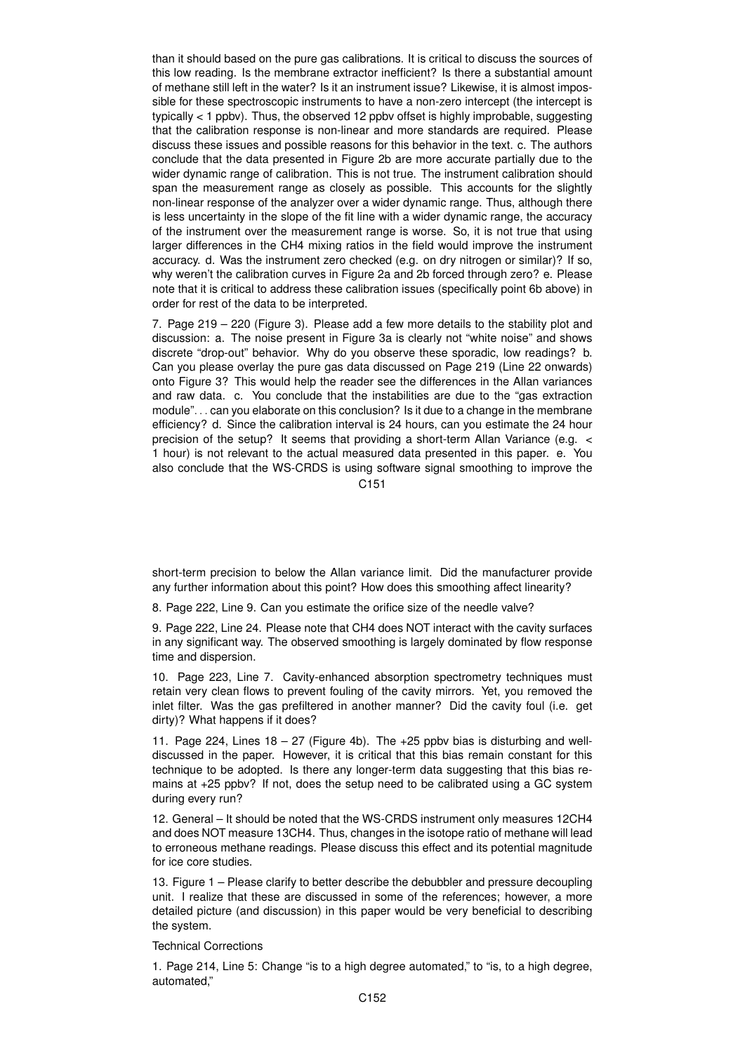than it should based on the pure gas calibrations. It is critical to discuss the sources of this low reading. Is the membrane extractor inefficient? Is there a substantial amount of methane still left in the water? Is it an instrument issue? Likewise, it is almost impossible for these spectroscopic instruments to have a non-zero intercept (the intercept is typically < 1 ppbv). Thus, the observed 12 ppbv offset is highly improbable, suggesting that the calibration response is non-linear and more standards are required. Please discuss these issues and possible reasons for this behavior in the text. c. The authors conclude that the data presented in Figure 2b are more accurate partially due to the wider dynamic range of calibration. This is not true. The instrument calibration should span the measurement range as closely as possible. This accounts for the slightly non-linear response of the analyzer over a wider dynamic range. Thus, although there is less uncertainty in the slope of the fit line with a wider dynamic range, the accuracy of the instrument over the measurement range is worse. So, it is not true that using larger differences in the CH4 mixing ratios in the field would improve the instrument accuracy. d. Was the instrument zero checked (e.g. on dry nitrogen or similar)? If so, why weren't the calibration curves in Figure 2a and 2b forced through zero? e. Please note that it is critical to address these calibration issues (specifically point 6b above) in order for rest of the data to be interpreted.

7. Page 219 – 220 (Figure 3). Please add a few more details to the stability plot and discussion: a. The noise present in Figure 3a is clearly not "white noise" and shows discrete "drop-out" behavior. Why do you observe these sporadic, low readings? b. Can you please overlay the pure gas data discussed on Page 219 (Line 22 onwards) onto Figure 3? This would help the reader see the differences in the Allan variances and raw data. c. You conclude that the instabilities are due to the "gas extraction module"... can you elaborate on this conclusion? Is it due to a change in the membrane efficiency? d. Since the calibration interval is 24 hours, can you estimate the 24 hour precision of the setup? It seems that providing a short-term Allan Variance (e.g. < 1 hour) is not relevant to the actual measured data presented in this paper. e. You also conclude that the WS-CRDS is using software signal smoothing to improve the short-term precision to below the Allan variance limit. Did the manufacturer provide any further information about this point? How does this smoothing affect linearity?

8. Page 222, Line 9. Can you estimate the orifice size of the needle valve?

9. Page 222, Line 24. Please note that CH4 does NOT interact with the cavity surfaces in any significant way. The observed smoothing is largely dominated by flow response time and dispersion.

10. Page 223, Line 7. Cavity-enhanced absorption spectrometry techniques must retain very clean flows to prevent fouling of the cavity mirrors. Yet, you removed the inlet filter. Was the gas prefiltered in another manner? Did the cavity foul (i.e. get dirty)? What happens if it does?

11. Page 224, Lines 18 – 27 (Figure 4b). The +25 ppbv bias is disturbing and well-discussed in the paper. However, it is critical that this bias remain constant for this technique to be adopted. Is there any longer-term data suggesting that this bias remains at +25 ppbv? If not, does the setup need to be calibrated using a GC system during every run?

12. General – It should be noted that the WS-CRDS instrument only measures 12CH4 and does NOT measure 13CH4. Thus, changes in the isotope ratio of methane will lead to erroneous methane readings. Please discuss this effect and its potential magnitude for ice core studies.

13. Figure 1 – Please clarify to better describe the debubbler and pressure decoupling unit. I realize that these are discussed in some of the references; however, a more detailed picture (and discussion) in this paper would be very beneficial to describing the system.

Technical Corrections

1. Page 214, Line 5: Change "is to a high degree automated," to "is, to a high degree, automated,"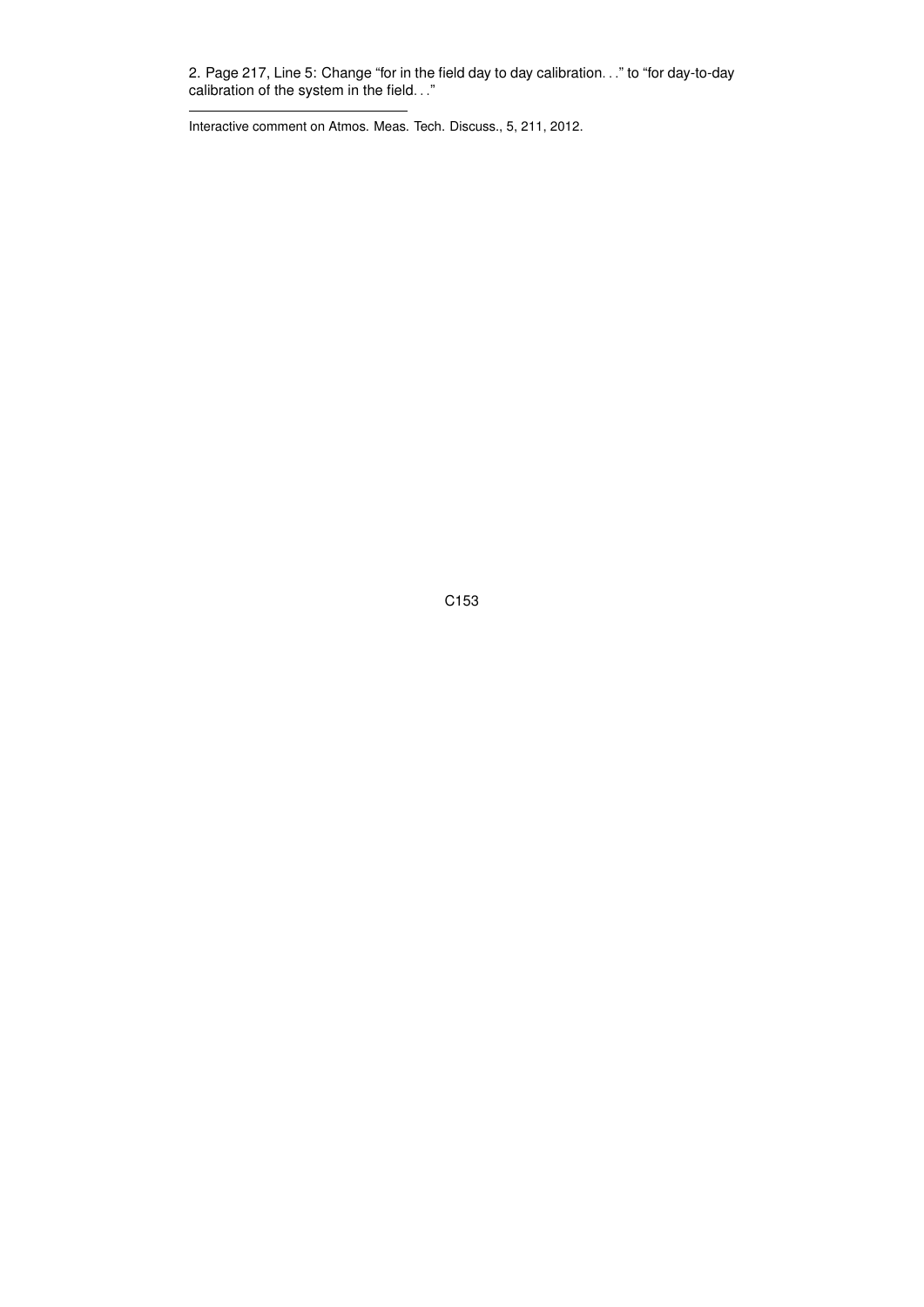2. Page 217, Line 5: Change "for in the field day to day calibration..." to "for day-to-day calibration of the system in the field..."

---

Interactive comment on Atmos. Meas. Tech. Discuss., 5, 211, 2012.